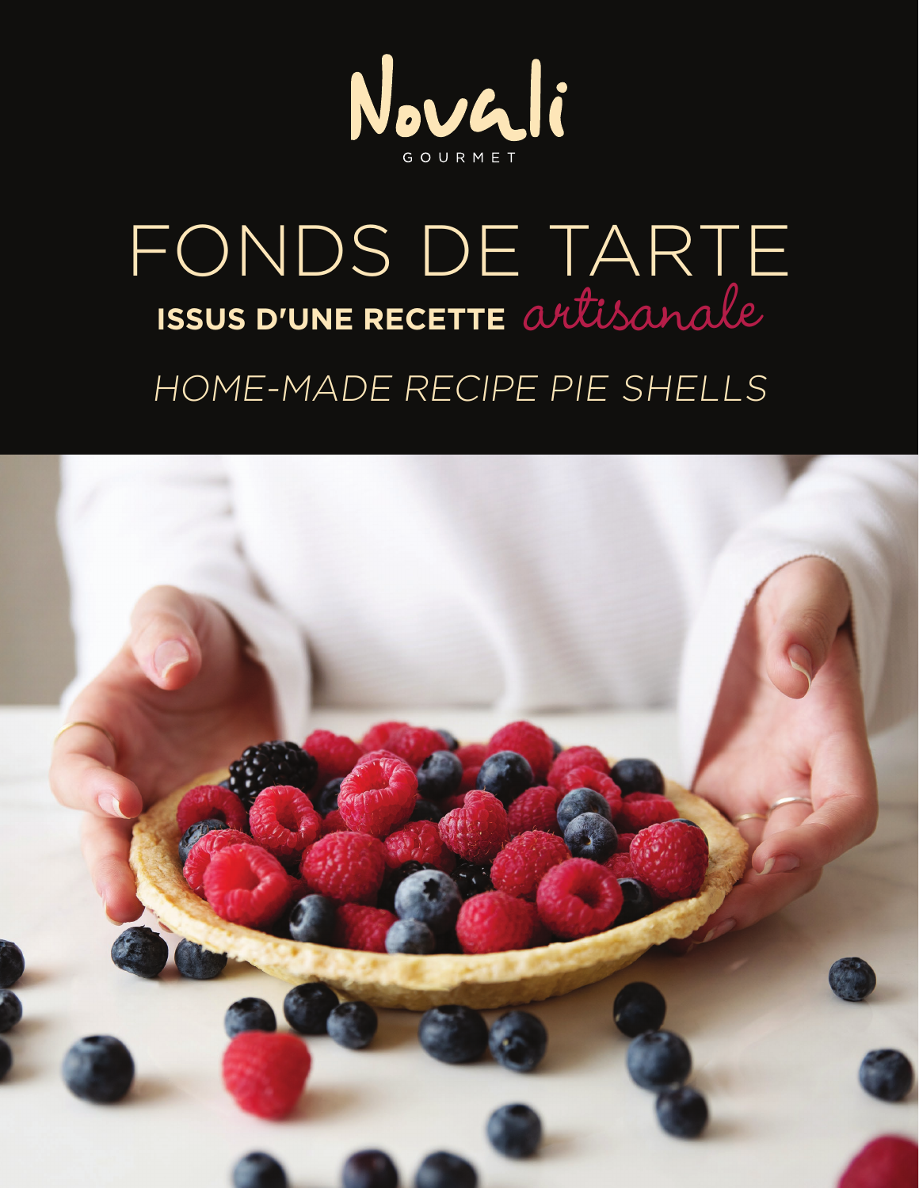Novali

GOURMET

# FONDS DE TARTE

## ISSUS D'UNE RECETTE *artisanale*

*HOME-MADE RECIPE PIE SHELLS*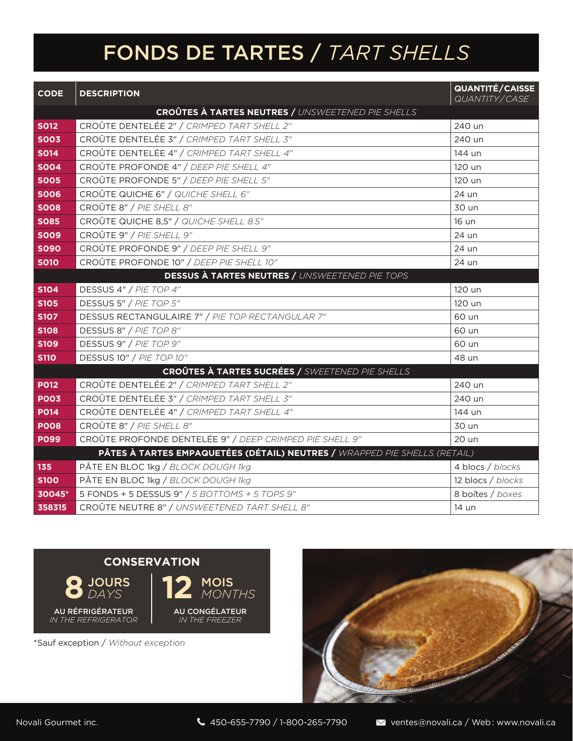# FONDS DE TARTES / *TART SHELLS*

| CODE | DESCRIPTION | QUANTITÉ/CAISSE *QUANTITY/CASE* |
|---|---|---|
| | **CROÛTES À TARTES NEUTRES /** *UNSWEETENED PIE SHELLS* | |
| **S012** | CROÛTE DENTELÉE 2" / *CRIMPED TART SHELL 2"* | 240 un |
| **S003** | CROÛTE DENTELÉE 3" / *CRIMPED TART SHELL 3"* | 240 un |
| **S014** | CROÛTE DENTELÉE 4" / *CRIMPED TART SHELL 4"* | 144 un |
| **S004** | CROÛTE PROFONDE 4" / *DEEP PIE SHELL 4"* | 120 un |
| **S005** | CROÛTE PROFONDE 5" / *DEEP PIE SHELL 5"* | 120 un |
| **S006** | CROÛTE QUICHE 6" / *QUICHE SHELL 6"* | 24 un |
| **S008** | CROÛTE 8" / *PIE SHELL 8"* | 30 un |
| **S085** | CROÛTE QUICHE 8,5" / *QUICHE SHELL 8.5"* | 16 un |
| **S009** | CROÛTE 9" / *PIE SHELL 9"* | 24 un |
| **S090** | CROÛTE PROFONDE 9" / *DEEP PIE SHELL 9"* | 24 un |
| **S010** | CROÛTE PROFONDE 10" / *DEEP PIE SHELL 10"* | 24 un |
| | **DESSUS À TARTES NEUTRES /** *UNSWEETENED PIE TOPS* | |
| **S104** | DESSUS 4" / *PIE TOP 4"* | 120 un |
| **S105** | DESSUS 5" / *PIE TOP 5"* | 120 un |
| **S107** | DESSUS RECTANGULAIRE 7" / *PIE TOP RECTANGULAR 7"* | 60 un |
| **S108** | DESSUS 8" / *PIE TOP 8"* | 60 un |
| **S109** | DESSUS 9" / *PIE TOP 9"* | 60 un |
| **S110** | DESSUS 10" / *PIE TOP 10"* | 48 un |
| | **CROÛTES À TARTES SUCRÉES /** *SWEETENED PIE SHELLS* | |
| **P012** | CROÛTE DENTELÉE 2" / *CRIMPED TART SHELL 2"* | 240 un |
| **P003** | CROÛTE DENTELÉE 3" / *CRIMPED TART SHELL 3"* | 240 un |
| **P014** | CROÛTE DENTELÉE 4" / *CRIMPED TART SHELL 4"* | 144 un |
| **P008** | CROÛTE 8" / *PIE SHELL 8"* | 30 un |
| **P099** | CROÛTE PROFONDE DENTELÉE 9" / *DEEP CRIMPED PIE SHELL 9"* | 20 un |
| | **PÂTES À TARTES EMPAQUETÉES (DÉTAIL) NEUTRES /** *WRAPPED PIE SHELLS (RETAIL)* | |
| **135** | PÂTE EN BLOC 1kg / *BLOCK DOUGH 1kg* | 4 blocs / *blocks* |
| **S100** | PÂTE EN BLOC 1kg / *BLOCK DOUGH 1kg* | 12 blocs / *blocks* |
| **30045*** | 5 FONDS + 5 DESSUS 9" / *5 BOTTOMS + 5 TOPS 9"* | 8 boîtes / *boxes* |
| **358315** | CROÛTE NEUTRE 8" / *UNSWEETENED TART SHELL 8"* | 14 un |

**CONSERVATION**

**8** JOURS *DAYS* — AU RÉFRIGÉRATEUR *IN THE REFRIGERATOR*

**12** MOIS *MONTHS* — AU CONGÉLATEUR *IN THE FREEZER*

*Sauf exception / *Without exception*

Novali Gourmet inc. — 450-655-7790 / 1-800-265-7790 — ventes@novali.ca / Web: www.novali.ca